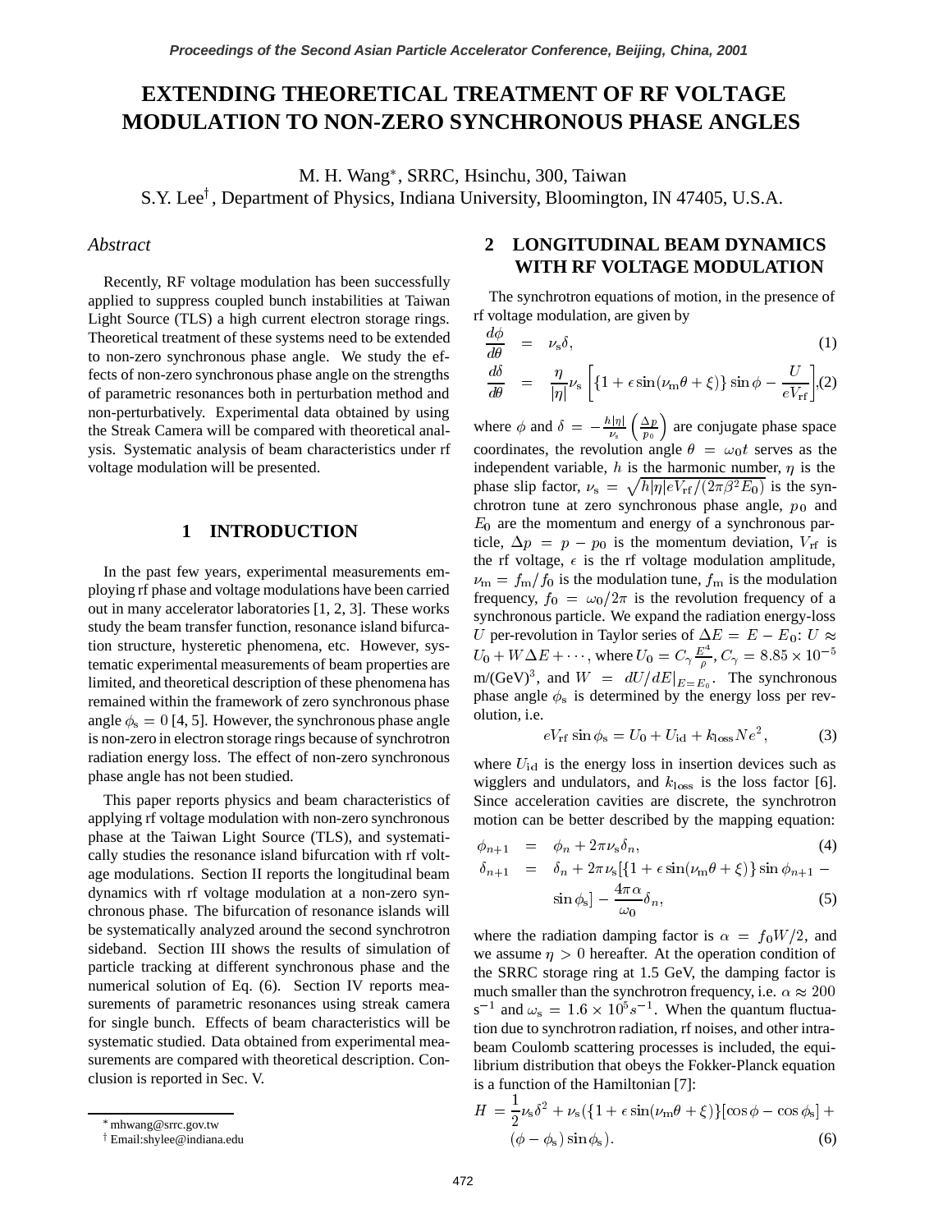# EXTENDING THEORETICAL TREATMENT OF RF VOLTAGE MODULATION TO NON-ZERO SYNCHRONOUS PHASE ANGLES

M. H. Wang*, SRRC, Hsinchu, 300, Taiwan

S.Y. Lee†, Department of Physics, Indiana University, Bloomington, IN 47405, U.S.A.

## *Abstract*

Recently, RF voltage modulation has been successfully applied to suppress coupled bunch instabilities at Taiwan Light Source (TLS) a high current electron storage rings. Theoretical treatment of these systems need to be extended to non-zero synchronous phase angle. We study the effects of non-zero synchronous phase angle on the strengths of parametric resonances both in perturbation method and non-perturbatively. Experimental data obtained by using the Streak Camera will be compared with theoretical analysis. Systematic analysis of beam characteristics under rf voltage modulation will be presented.

## 1 INTRODUCTION

In the past few years, experimental measurements employing rf phase and voltage modulations have been carried out in many accelerator laboratories [1, 2, 3]. These works study the beam transfer function, resonance island bifurcation structure, hysteretic phenomena, etc. However, systematic experimental measurements of beam properties are limited, and theoretical description of these phenomena has remained within the framework of zero synchronous phase angle $\phi_s = 0$ [4, 5]. However, the synchronous phase angle is non-zero in electron storage rings because of synchrotron radiation energy loss. The effect of non-zero synchronous phase angle has not been studied.

This paper reports physics and beam characteristics of applying rf voltage modulation with non-zero synchronous phase at the Taiwan Light Source (TLS), and systematically studies the resonance island bifurcation with rf voltage modulations. Section II reports the longitudinal beam dynamics with rf voltage modulation at a non-zero synchronous phase. The bifurcation of resonance islands will be systematically analyzed around the second synchrotron sideband. Section III shows the results of simulation of particle tracking at different synchronous phase and the numerical solution of Eq. (6). Section IV reports measurements of parametric resonances using streak camera for single bunch. Effects of beam characteristics will be systematic studied. Data obtained from experimental measurements are compared with theoretical description. Conclusion is reported in Sec. V.

## 2 LONGITUDINAL BEAM DYNAMICS WITH RF VOLTAGE MODULATION

The synchrotron equations of motion, in the presence of rf voltage modulation, are given by

$$\frac{d\phi}{d\theta} = \nu_s \delta, \tag{1}$$

$$\frac{d\delta}{d\theta} = \frac{\eta}{|\eta|}\nu_s \left[\{1+\epsilon \sin(\nu_m \theta + \xi)\}\sin\phi - \frac{U}{eV_{rf}}\right], \tag{2}$$

where $\phi$ and $\delta = -\frac{h|\eta|}{\nu_s}\left(\frac{\Delta p}{p_0}\right)$ are conjugate phase space coordinates, the revolution angle $\theta = \omega_0 t$ serves as the independent variable, $h$ is the harmonic number, $\eta$ is the phase slip factor, $\nu_s = \sqrt{h|\eta|eV_{rf}/(2\pi\beta^2 E_0)}$ is the synchrotron tune at zero synchronous phase angle, $p_0$ and $E_0$ are the momentum and energy of a synchronous particle, $\Delta p = p - p_0$ is the momentum deviation, $V_{rf}$ is the rf voltage, $\epsilon$ is the rf voltage modulation amplitude, $\nu_m = f_m/f_0$ is the modulation tune, $f_m$ is the modulation frequency, $f_0 = \omega_0/2\pi$ is the revolution frequency of a synchronous particle. We expand the radiation energy-loss $U$ per-revolution in Taylor series of $\Delta E = E - E_0$: $U \approx U_0 + W\Delta E + \cdots$, where $U_0 = C_\gamma \frac{E^4}{\rho}$, $C_\gamma = 8.85\times10^{-5}$ m/(GeV)$^3$, and $W = dU/dE|_{E=E_0}$. The synchronous phase angle $\phi_s$ is determined by the energy loss per revolution, i.e.

$$eV_{rf}\sin\phi_s = U_0 + U_{id} + k_{loss}Ne^2, \tag{3}$$

where $U_{id}$ is the energy loss in insertion devices such as wigglers and undulators, and $k_{loss}$ is the loss factor [6]. Since acceleration cavities are discrete, the synchrotron motion can be better described by the mapping equation:

$$\phi_{n+1} = \phi_n + 2\pi\nu_s\delta_n, \tag{4}$$

$$\delta_{n+1} = \delta_n + 2\pi\nu_s[\{1+\epsilon\sin(\nu_m\theta+\xi)\}\sin\phi_{n+1} - \sin\phi_s] - \frac{4\pi\alpha}{\omega_0}\delta_n, \tag{5}$$

where the radiation damping factor is $\alpha = f_0 W/2$, and we assume $\eta > 0$ hereafter. At the operation condition of the SRRC storage ring at 1.5 GeV, the damping factor is much smaller than the synchrotron frequency, i.e. $\alpha \approx 200$ s$^{-1}$ and $\omega_s = 1.6\times10^5 s^{-1}$. When the quantum fluctuation due to synchrotron radiation, rf noises, and other intra-beam Coulomb scattering processes is included, the equilibrium distribution that obeys the Fokker-Planck equation is a function of the Hamiltonian [7]:

$$H = \frac{1}{2}\nu_s\delta^2 + \nu_s(\{1+\epsilon\sin(\nu_m\theta+\xi)\}[\cos\phi - \cos\phi_s] + (\phi-\phi_s)\sin\phi_s). \tag{6}$$

* mhwang@srrc.gov.tw

† Email:shylee@indiana.edu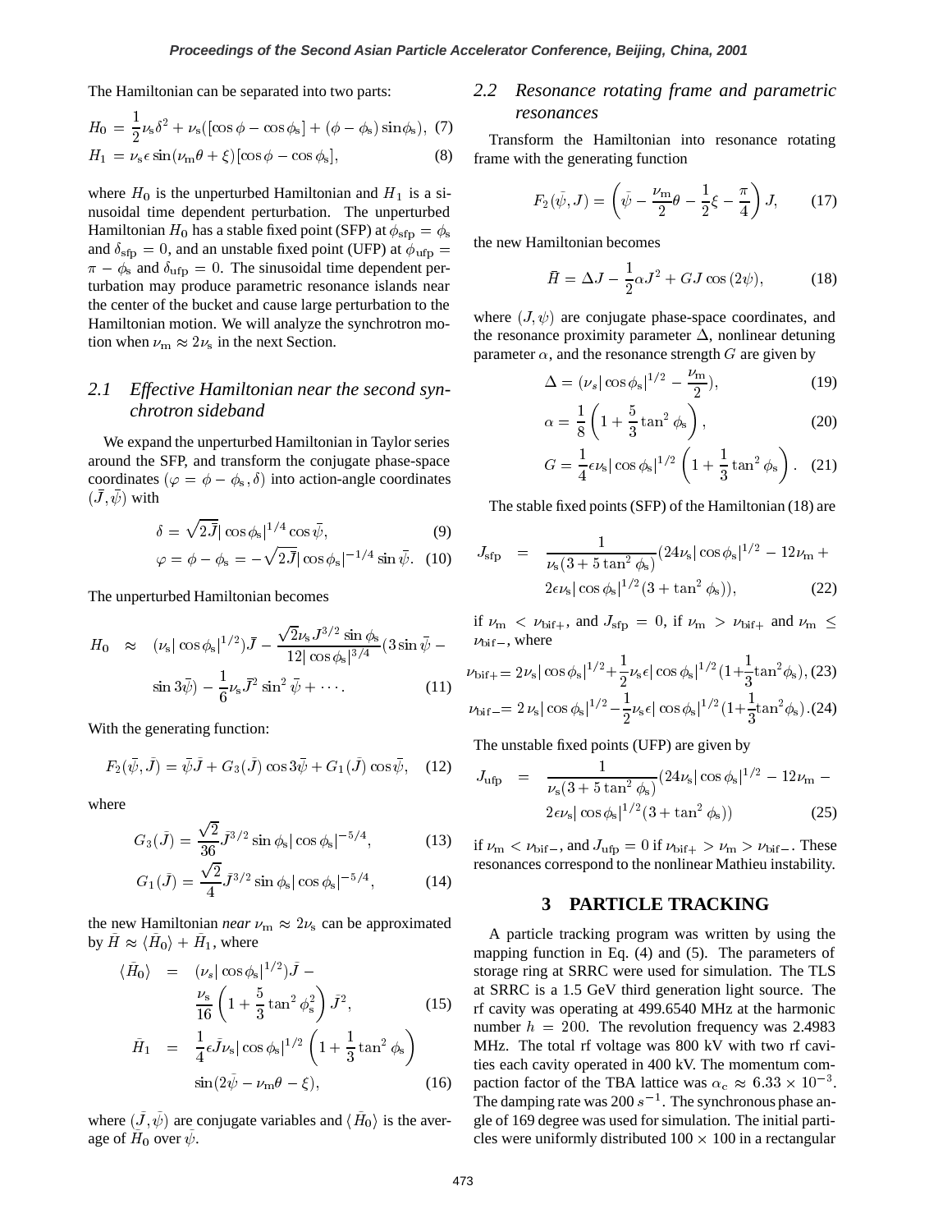The Hamiltonian can be separated into two parts:

$$H_0 = \frac{1}{2}\nu_s\delta^2 + \nu_s([\cos\phi - \cos\phi_s] + (\phi - \phi_s)\sin\phi_s), \quad (7)$$

$$H_1 = \nu_s\epsilon\sin(\nu_m\theta + \xi)[\cos\phi - \cos\phi_s], \quad (8)$$

where $H_0$ is the unperturbed Hamiltonian and $H_1$ is a sinusoidal time dependent perturbation. The unperturbed Hamiltonian $H_0$ has a stable fixed point (SFP) at $\phi_{\rm sfp} = \phi_s$ and $\delta_{\rm sfp} = 0$, and an unstable fixed point (UFP) at $\phi_{\rm ufp} = \pi - \phi_s$ and $\delta_{\rm ufp} = 0$. The sinusoidal time dependent perturbation may produce parametric resonance islands near the center of the bucket and cause large perturbation to the Hamiltonian motion. We will analyze the synchrotron motion when $\nu_m \approx 2\nu_s$ in the next Section.

### 2.1 Effective Hamiltonian near the second synchrotron sideband

We expand the unperturbed Hamiltonian in Taylor series around the SFP, and transform the conjugate phase-space coordinates $(\varphi = \phi - \phi_s, \delta)$ into action-angle coordinates $(\bar{J}, \bar{\psi})$ with

$$\delta = \sqrt{2\bar{J}}|\cos\phi_s|^{1/4}\cos\bar{\psi}, \quad (9)$$

$$\varphi = \phi - \phi_s = -\sqrt{2\bar{J}}|\cos\phi_s|^{-1/4}\sin\bar{\psi}. \quad (10)$$

The unperturbed Hamiltonian becomes

$$H_0 \approx (\nu_s|\cos\phi_s|^{1/2})\bar{J} - \frac{\sqrt{2}\nu_s J^{3/2}\sin\phi_s}{12|\cos\phi_s|^{3/4}}(3\sin\bar{\psi} - \sin 3\bar{\psi}) - \frac{1}{6}\nu_s\bar{J}^2\sin^2\bar{\psi} + \cdots. \quad (11)$$

With the generating function:

$$F_2(\bar{\psi}, \bar{J}) = \bar{\psi}\bar{J} + G_3(\bar{J})\cos 3\bar{\psi} + G_1(\bar{J})\cos\bar{\psi}, \quad (12)$$

where

$$G_3(\bar{J}) = \frac{\sqrt{2}}{36}\bar{J}^{3/2}\sin\phi_s|\cos\phi_s|^{-5/4}, \quad (13)$$

$$G_1(\bar{J}) = \frac{\sqrt{2}}{4}\bar{J}^{3/2}\sin\phi_s|\cos\phi_s|^{-5/4}, \quad (14)$$

the new Hamiltonian *near* $\nu_m \approx 2\nu_s$ can be approximated by $\bar{H} \approx \langle\bar{H}_0\rangle + \bar{H}_1$, where

$$\langle\bar{H}_0\rangle = (\nu_s|\cos\phi_s|^{1/2})\bar{J} - \frac{\nu_s}{16}\left(1 + \frac{5}{3}\tan^2\phi_s^2\right)\bar{J}^2, \quad (15)$$

$$\bar{H}_1 = \frac{1}{4}\epsilon\bar{J}\nu_s|\cos\phi_s|^{1/2}\left(1 + \frac{1}{3}\tan^2\phi_s\right)\sin(2\bar{\psi} - \nu_m\theta - \xi), \quad (16)$$

where $(\bar{J}, \bar{\psi})$ are conjugate variables and $\langle\bar{H}_0\rangle$ is the average of $\bar{H}_0$ over $\bar{\psi}$.

### 2.2 Resonance rotating frame and parametric resonances

Transform the Hamiltonian into resonance rotating frame with the generating function

$$F_2(\bar{\psi}, J) = \left(\bar{\psi} - \frac{\nu_m}{2}\theta - \frac{1}{2}\xi - \frac{\pi}{4}\right)J, \quad (17)$$

the new Hamiltonian becomes

$$\bar{H} = \Delta J - \frac{1}{2}\alpha J^2 + GJ\cos(2\psi), \quad (18)$$

where $(J, \psi)$ are conjugate phase-space coordinates, and the resonance proximity parameter $\Delta$, nonlinear detuning parameter $\alpha$, and the resonance strength $G$ are given by

$$\Delta = (\nu_s|\cos\phi_s|^{1/2} - \frac{\nu_m}{2}), \quad (19)$$

$$\alpha = \frac{1}{8}\left(1 + \frac{5}{3}\tan^2\phi_s\right), \quad (20)$$

$$G = \frac{1}{4}\epsilon\nu_s|\cos\phi_s|^{1/2}\left(1 + \frac{1}{3}\tan^2\phi_s\right). \quad (21)$$

The stable fixed points (SFP) of the Hamiltonian (18) are

$$J_{\rm sfp} = \frac{1}{\nu_s(3 + 5\tan^2\phi_s)}(24\nu_s|\cos\phi_s|^{1/2} - 12\nu_m + 2\epsilon\nu_s|\cos\phi_s|^{1/2}(3 + \tan^2\phi_s)), \quad (22)$$

if $\nu_m < \nu_{\rm bif+}$, and $J_{\rm sfp} = 0$, if $\nu_m > \nu_{\rm bif+}$ and $\nu_m \le \nu_{\rm bif-}$, where

$$\nu_{\rm bif+} = 2\nu_s|\cos\phi_s|^{1/2} + \frac{1}{2}\nu_s\epsilon|\cos\phi_s|^{1/2}(1 + \frac{1}{3}\tan^2\phi_s), \quad (23)$$

$$\nu_{\rm bif-} = 2\nu_s|\cos\phi_s|^{1/2} - \frac{1}{2}\nu_s\epsilon|\cos\phi_s|^{1/2}(1 + \frac{1}{3}\tan^2\phi_s). \quad (24)$$

The unstable fixed points (UFP) are given by

$$J_{\rm ufp} = \frac{1}{\nu_s(3 + 5\tan^2\phi_s)}(24\nu_s|\cos\phi_s|^{1/2} - 12\nu_m - 2\epsilon\nu_s|\cos\phi_s|^{1/2}(3 + \tan^2\phi_s)) \quad (25)$$

if $\nu_m < \nu_{\rm bif-}$, and $J_{\rm ufp} = 0$ if $\nu_{\rm bif+} > \nu_m > \nu_{\rm bif-}$. These resonances correspond to the nonlinear Mathieu instability.

## 3 PARTICLE TRACKING

A particle tracking program was written by using the mapping function in Eq. (4) and (5). The parameters of storage ring at SRRC were used for simulation. The TLS at SRRC is a 1.5 GeV third generation light source. The rf cavity was operating at 499.6540 MHz at the harmonic number $h = 200$. The revolution frequency was 2.4983 MHz. The total rf voltage was 800 kV with two rf cavities each cavity operated in 400 kV. The momentum compaction factor of the TBA lattice was $\alpha_c \approx 6.33 \times 10^{-3}$. The damping rate was 200 $s^{-1}$. The synchronous phase angle of 169 degree was used for simulation. The initial particles were uniformly distributed $100 \times 100$ in a rectangular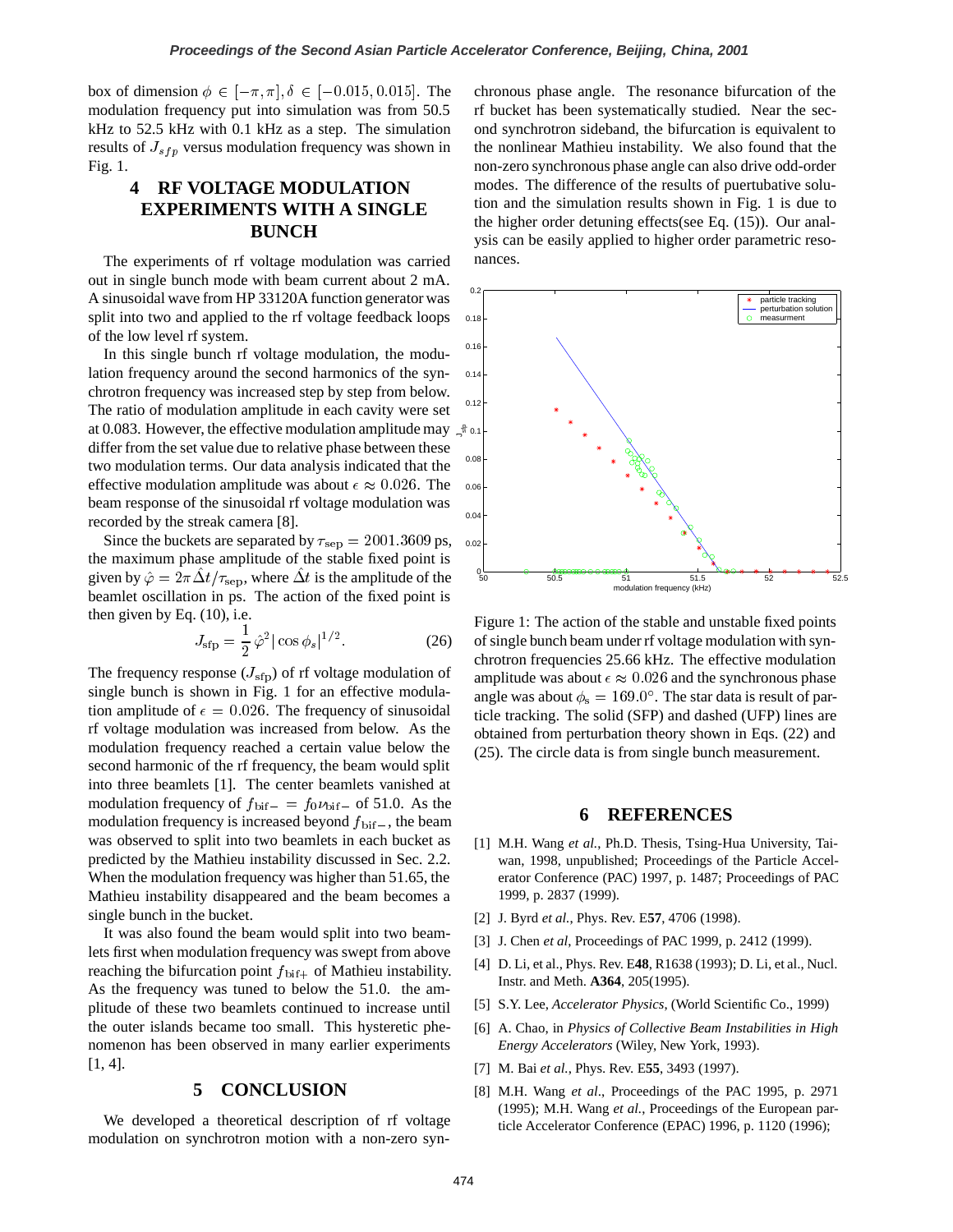box of dimension $\phi \in [-\pi, \pi], \delta \in [-0.015, 0.015]$. The modulation frequency put into simulation was from 50.5 kHz to 52.5 kHz with 0.1 kHz as a step. The simulation results of $J_{sfp}$ versus modulation frequency was shown in Fig. 1.

## 4 RF VOLTAGE MODULATION EXPERIMENTS WITH A SINGLE BUNCH

The experiments of rf voltage modulation was carried out in single bunch mode with beam current about 2 mA. A sinusoidal wave from HP 33120A function generator was split into two and applied to the rf voltage feedback loops of the low level rf system.

In this single bunch rf voltage modulation, the modulation frequency around the second harmonics of the synchrotron frequency was increased step by step from below. The ratio of modulation amplitude in each cavity were set at 0.083. However, the effective modulation amplitude may differ from the set value due to relative phase between these two modulation terms. Our data analysis indicated that the effective modulation amplitude was about $\epsilon \approx 0.026$. The beam response of the sinusoidal rf voltage modulation was recorded by the streak camera [8].

Since the buckets are separated by $\tau_{\rm sep} = 2001.3609$ ps, the maximum phase amplitude of the stable fixed point is given by $\hat{\varphi} = 2\pi\hat{\Delta t}/\tau_{\rm sep}$, where $\hat{\Delta t}$ is the amplitude of the beamlet oscillation in ps. The action of the fixed point is then given by Eq. (10), i.e.

$$J_{\rm sfp} = \frac{1}{2}\,\hat{\varphi}^2|\cos\phi_s|^{1/2}. \qquad (26)$$

The frequency response ($J_{\rm sfp}$) of rf voltage modulation of single bunch is shown in Fig. 1 for an effective modulation amplitude of $\epsilon = 0.026$. The frequency of sinusoidal rf voltage modulation was increased from below. As the modulation frequency reached a certain value below the second harmonic of the rf frequency, the beam would split into three beamlets [1]. The center beamlets vanished at modulation frequency of $f_{\rm bif-} = f_0\nu_{\rm bif-}$ of 51.0. As the modulation frequency is increased beyond $f_{\rm bif-}$, the beam was observed to split into two beamlets in each bucket as predicted by the Mathieu instability discussed in Sec. 2.2. When the modulation frequency was higher than 51.65, the Mathieu instability disappeared and the beam becomes a single bunch in the bucket.

It was also found the beam would split into two beamlets first when modulation frequency was swept from above reaching the bifurcation point $f_{\rm bif+}$ of Mathieu instability. As the frequency was tuned to below the 51.0. the amplitude of these two beamlets continued to increase until the outer islands became too small. This hysteretic phenomenon has been observed in many earlier experiments [1, 4].

## 5 CONCLUSION

We developed a theoretical description of rf voltage modulation on synchrotron motion with a non-zero synchronous phase angle. The resonance bifurcation of the rf bucket has been systematically studied. Near the second synchrotron sideband, the bifurcation is equivalent to the nonlinear Mathieu instability. We also found that the non-zero synchronous phase angle can also drive odd-order modes. The difference of the results of puertubative solution and the simulation results shown in Fig. 1 is due to the higher order detuning effects(see Eq. (15)). Our analysis can be easily applied to higher order parametric resonances.

particle tracking
perturbation solution
measurment
$J_{sfp}$
modulation frequency (kHz)
0, 0.02, 0.04, 0.06, 0.08, 0.1, 0.12, 0.14, 0.16, 0.18, 0.2
50, 50.5, 51, 51.5, 52, 52.5

Figure 1: The action of the stable and unstable fixed points of single bunch beam under rf voltage modulation with synchrotron frequencies 25.66 kHz. The effective modulation amplitude was about $\epsilon \approx 0.026$ and the synchronous phase angle was about $\phi_s = 169.0°$. The star data is result of particle tracking. The solid (SFP) and dashed (UFP) lines are obtained from perturbation theory shown in Eqs. (22) and (25). The circle data is from single bunch measurement.

## 6 REFERENCES

[1] M.H. Wang *et al.*, Ph.D. Thesis, Tsing-Hua University, Taiwan, 1998, unpublished; Proceedings of the Particle Accelerator Conference (PAC) 1997, p. 1487; Proceedings of PAC 1999, p. 2837 (1999).

[2] J. Byrd *et al.*, Phys. Rev. E**57**, 4706 (1998).

[3] J. Chen *et al*, Proceedings of PAC 1999, p. 2412 (1999).

[4] D. Li, et al., Phys. Rev. E**48**, R1638 (1993); D. Li, et al., Nucl. Instr. and Meth. **A364**, 205(1995).

[5] S.Y. Lee, *Accelerator Physics*, (World Scientific Co., 1999)

[6] A. Chao, in *Physics of Collective Beam Instabilities in High Energy Accelerators* (Wiley, New York, 1993).

[7] M. Bai *et al.*, Phys. Rev. E**55**, 3493 (1997).

[8] M.H. Wang *et al.*, Proceedings of the PAC 1995, p. 2971 (1995); M.H. Wang *et al.*, Proceedings of the European particle Accelerator Conference (EPAC) 1996, p. 1120 (1996);